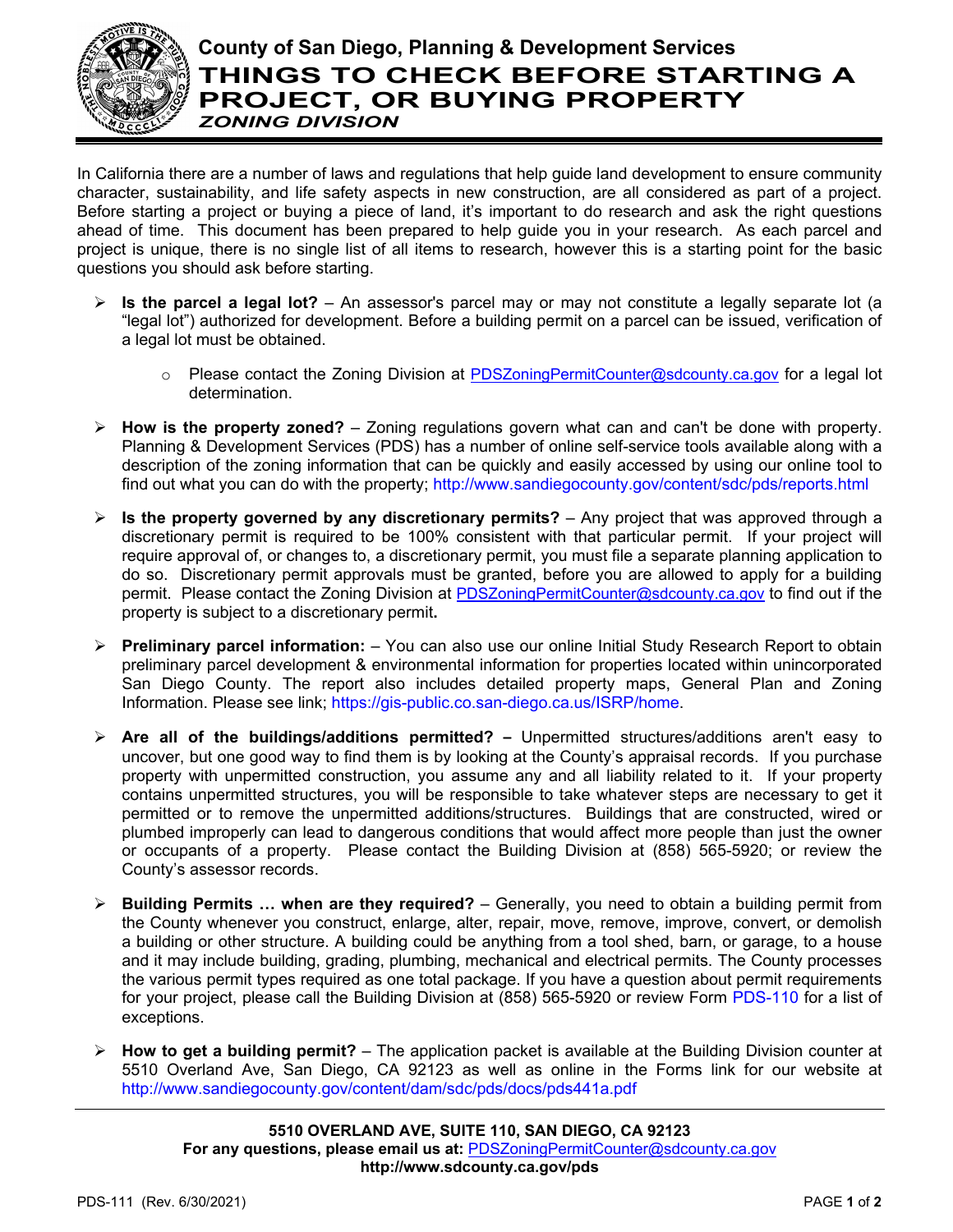# County of San Diego, Planning & Development Services

# THINGS TO CHECK BEFORE STARTING A PROJECT, OR BUYING PROPERTY

***ZONING DIVISION***

In California there are a number of laws and regulations that help guide land development to ensure community character, sustainability, and life safety aspects in new construction, are all considered as part of a project. Before starting a project or buying a piece of land, it's important to do research and ask the right questions ahead of time. This document has been prepared to help guide you in your research. As each parcel and project is unique, there is no single list of all items to research, however this is a starting point for the basic questions you should ask before starting.

- **Is the parcel a legal lot?** – An assessor's parcel may or may not constitute a legally separate lot (a "legal lot") authorized for development. Before a building permit on a parcel can be issued, verification of a legal lot must be obtained.
    - Please contact the Zoning Division at PDSZoningPermitCounter@sdcounty.ca.gov for a legal lot determination.
- **How is the property zoned?** – Zoning regulations govern what can and can't be done with property. Planning & Development Services (PDS) has a number of online self-service tools available along with a description of the zoning information that can be quickly and easily accessed by using our online tool to find out what you can do with the property; http://www.sandiegocounty.gov/content/sdc/pds/reports.html
- **Is the property governed by any discretionary permits?** – Any project that was approved through a discretionary permit is required to be 100% consistent with that particular permit. If your project will require approval of, or changes to, a discretionary permit, you must file a separate planning application to do so. Discretionary permit approvals must be granted, before you are allowed to apply for a building permit. Please contact the Zoning Division at PDSZoningPermitCounter@sdcounty.ca.gov to find out if the property is subject to a discretionary permit**.**
- **Preliminary parcel information:** – You can also use our online Initial Study Research Report to obtain preliminary parcel development & environmental information for properties located within unincorporated San Diego County. The report also includes detailed property maps, General Plan and Zoning Information. Please see link; https://gis-public.co.san-diego.ca.us/ISRP/home.
- **Are all of the buildings/additions permitted? –** Unpermitted structures/additions aren't easy to uncover, but one good way to find them is by looking at the County's appraisal records. If you purchase property with unpermitted construction, you assume any and all liability related to it. If your property contains unpermitted structures, you will be responsible to take whatever steps are necessary to get it permitted or to remove the unpermitted additions/structures. Buildings that are constructed, wired or plumbed improperly can lead to dangerous conditions that would affect more people than just the owner or occupants of a property. Please contact the Building Division at (858) 565-5920; or review the County's assessor records.
- **Building Permits … when are they required?** – Generally, you need to obtain a building permit from the County whenever you construct, enlarge, alter, repair, move, remove, improve, convert, or demolish a building or other structure. A building could be anything from a tool shed, barn, or garage, to a house and it may include building, grading, plumbing, mechanical and electrical permits. The County processes the various permit types required as one total package. If you have a question about permit requirements for your project, please call the Building Division at (858) 565-5920 or review Form PDS-110 for a list of exceptions.
- **How to get a building permit?** – The application packet is available at the Building Division counter at 5510 Overland Ave, San Diego, CA 92123 as well as online in the Forms link for our website at http://www.sandiegocounty.gov/content/dam/sdc/pds/docs/pds441a.pdf

**5510 OVERLAND AVE, SUITE 110, SAN DIEGO, CA 92123**
**For any questions, please email us at:** PDSZoningPermitCounter@sdcounty.ca.gov
**http://www.sdcounty.ca.gov/pds**

PDS-111 (Rev. 6/30/2021)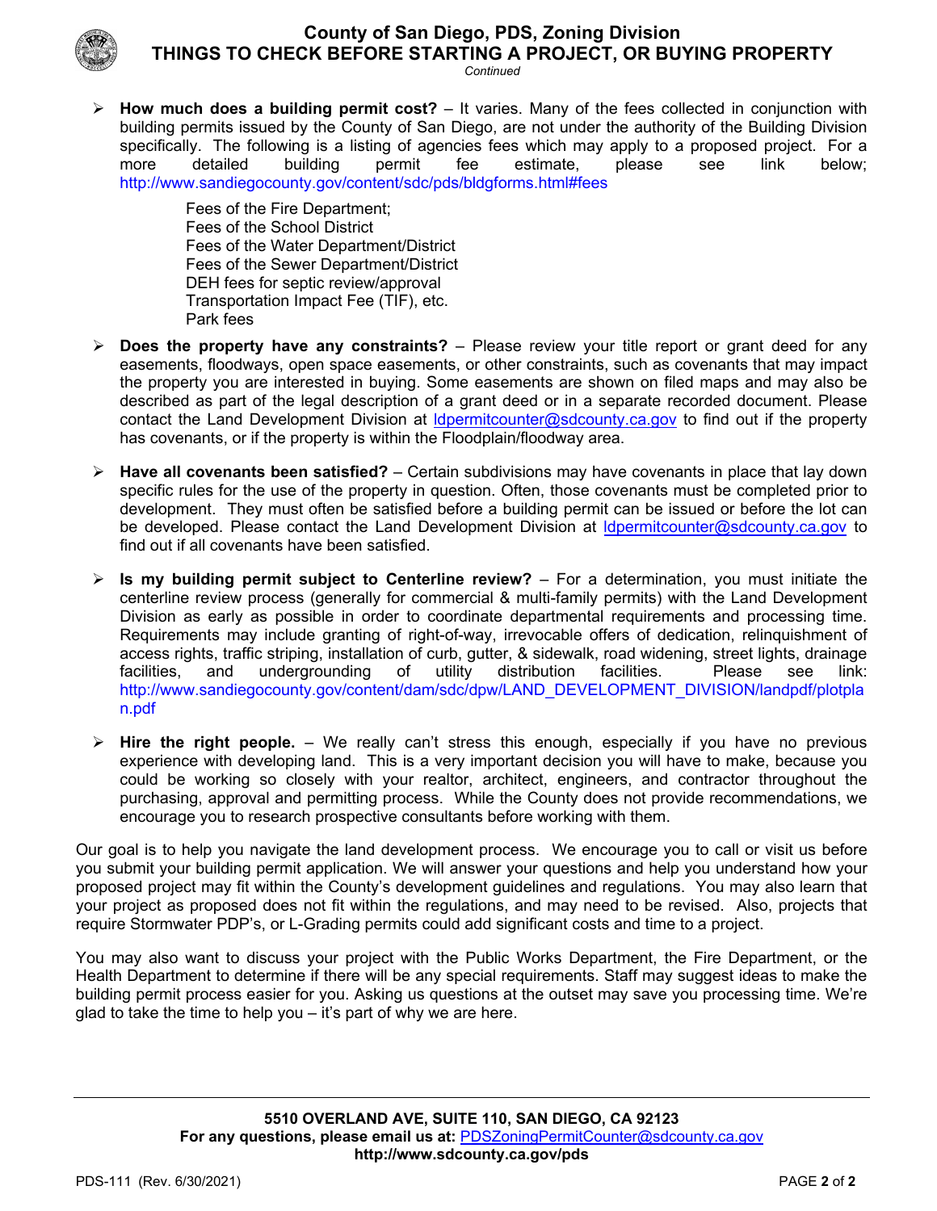- **How much does a building permit cost?** – It varies. Many of the fees collected in conjunction with building permits issued by the County of San Diego, are not under the authority of the Building Division specifically. The following is a listing of agencies fees which may apply to a proposed project. For a more detailed building permit fee estimate, please see link below; http://www.sandiegocounty.gov/content/sdc/pds/bldgforms.html#fees

  Fees of the Fire Department;
  Fees of the School District
  Fees of the Water Department/District
  Fees of the Sewer Department/District
  DEH fees for septic review/approval
  Transportation Impact Fee (TIF), etc.
  Park fees

- **Does the property have any constraints?** – Please review your title report or grant deed for any easements, floodways, open space easements, or other constraints, such as covenants that may impact the property you are interested in buying. Some easements are shown on filed maps and may also be described as part of the legal description of a grant deed or in a separate recorded document. Please contact the Land Development Division at ldpermitcounter@sdcounty.ca.gov to find out if the property has covenants, or if the property is within the Floodplain/floodway area.

- **Have all covenants been satisfied?** – Certain subdivisions may have covenants in place that lay down specific rules for the use of the property in question. Often, those covenants must be completed prior to development. They must often be satisfied before a building permit can be issued or before the lot can be developed. Please contact the Land Development Division at ldpermitcounter@sdcounty.ca.gov to find out if all covenants have been satisfied.

- **Is my building permit subject to Centerline review?** – For a determination, you must initiate the centerline review process (generally for commercial & multi-family permits) with the Land Development Division as early as possible in order to coordinate departmental requirements and processing time. Requirements may include granting of right-of-way, irrevocable offers of dedication, relinquishment of access rights, traffic striping, installation of curb, gutter, & sidewalk, road widening, street lights, drainage facilities, and undergrounding of utility distribution facilities. Please see link: http://www.sandiegocounty.gov/content/dam/sdc/dpw/LAND_DEVELOPMENT_DIVISION/landpdf/plotplan.pdf

- **Hire the right people.** – We really can't stress this enough, especially if you have no previous experience with developing land. This is a very important decision you will have to make, because you could be working so closely with your realtor, architect, engineers, and contractor throughout the purchasing, approval and permitting process. While the County does not provide recommendations, we encourage you to research prospective consultants before working with them.

Our goal is to help you navigate the land development process. We encourage you to call or visit us before you submit your building permit application. We will answer your questions and help you understand how your proposed project may fit within the County's development guidelines and regulations. You may also learn that your project as proposed does not fit within the regulations, and may need to be revised. Also, projects that require Stormwater PDP's, or L-Grading permits could add significant costs and time to a project.

You may also want to discuss your project with the Public Works Department, the Fire Department, or the Health Department to determine if there will be any special requirements. Staff may suggest ideas to make the building permit process easier for you. Asking questions at the outset may save you processing time. We're glad to take the time to help you – it's part of why we are here.

**5510 OVERLAND AVE, SUITE 110, SAN DIEGO, CA 92123**
**For any questions, please email us at:** PDSZoningPermitCounter@sdcounty.ca.gov
**http://www.sdcounty.ca.gov/pds**

PDS-111 (Rev. 6/30/2021)